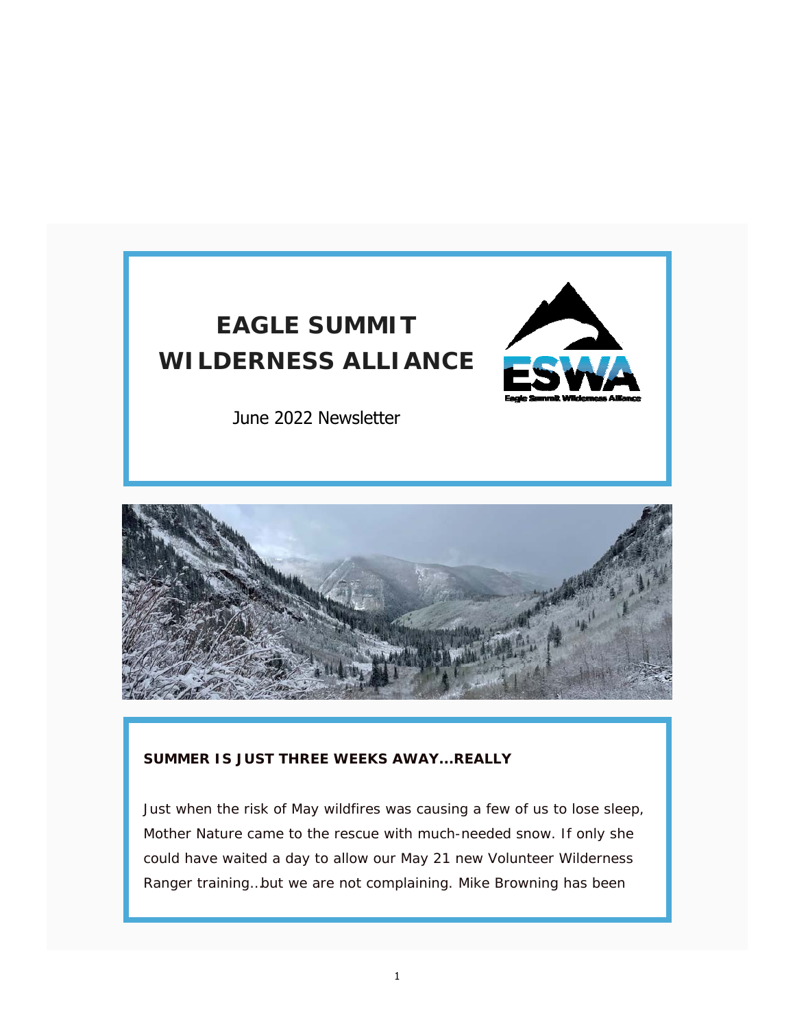# EAGLE SUMMIT WILDERNESS ALLIANCE

June 2022 Newsletter

**SUMMER IS JUST THREE WEEKS AWAY…REALLY**

Just when the risk of May wildfires was causing a few of us to lose sleep, Mother Nature came to the rescue with much-needed snow. If only she could have waited a day to allow our May 21 new Volunteer Wilderness Ranger training…but we are not complaining. Mike Browning has been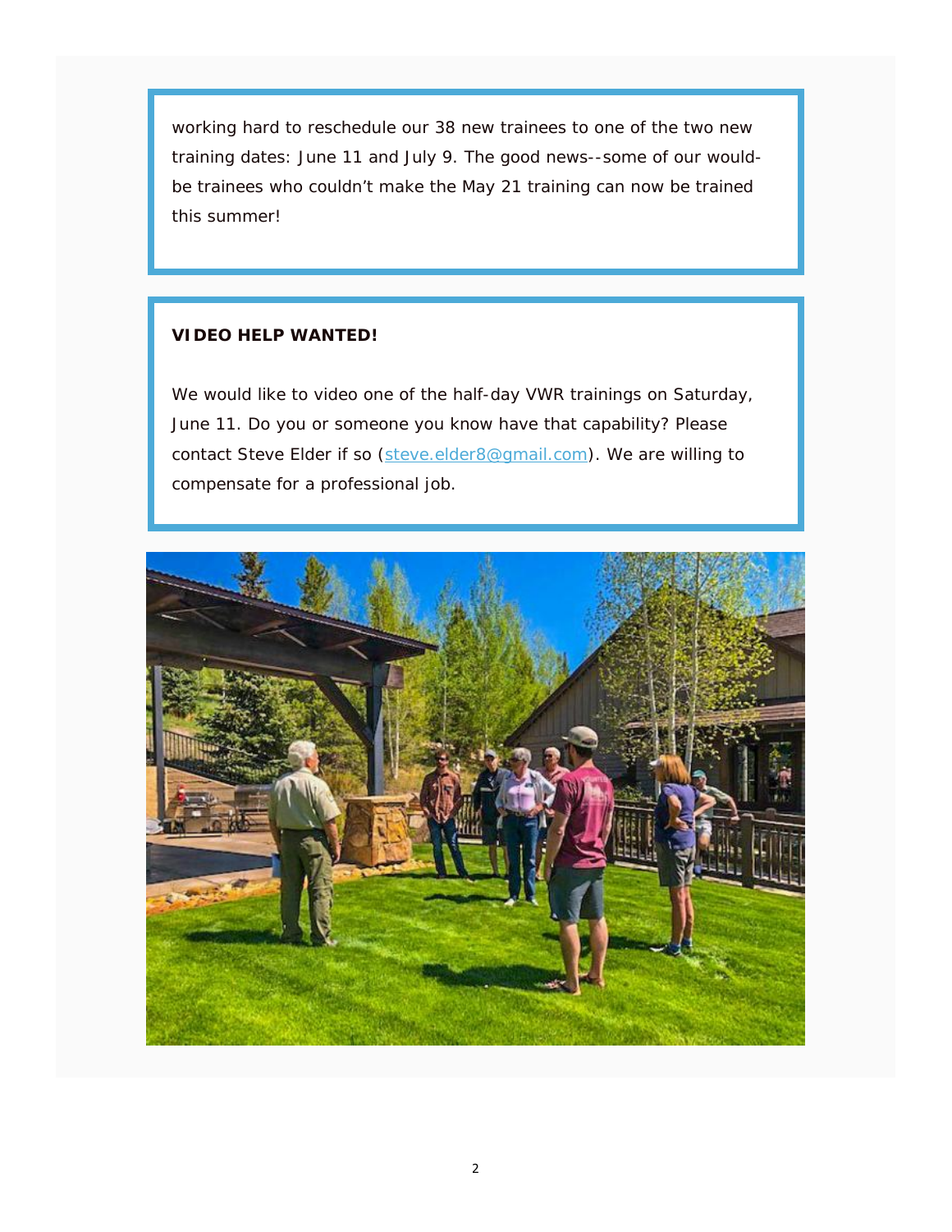working hard to reschedule our 38 new trainees to one of the two new training dates: June 11 and July 9. The good news--some of our would-be trainees who couldn't make the May 21 training can now be trained this summer!

**VIDEO HELP WANTED!**

We would like to video one of the half-day VWR trainings on Saturday, June 11. Do you or someone you know have that capability? Please contact Steve Elder if so (steve.elder8@gmail.com). We are willing to compensate for a professional job.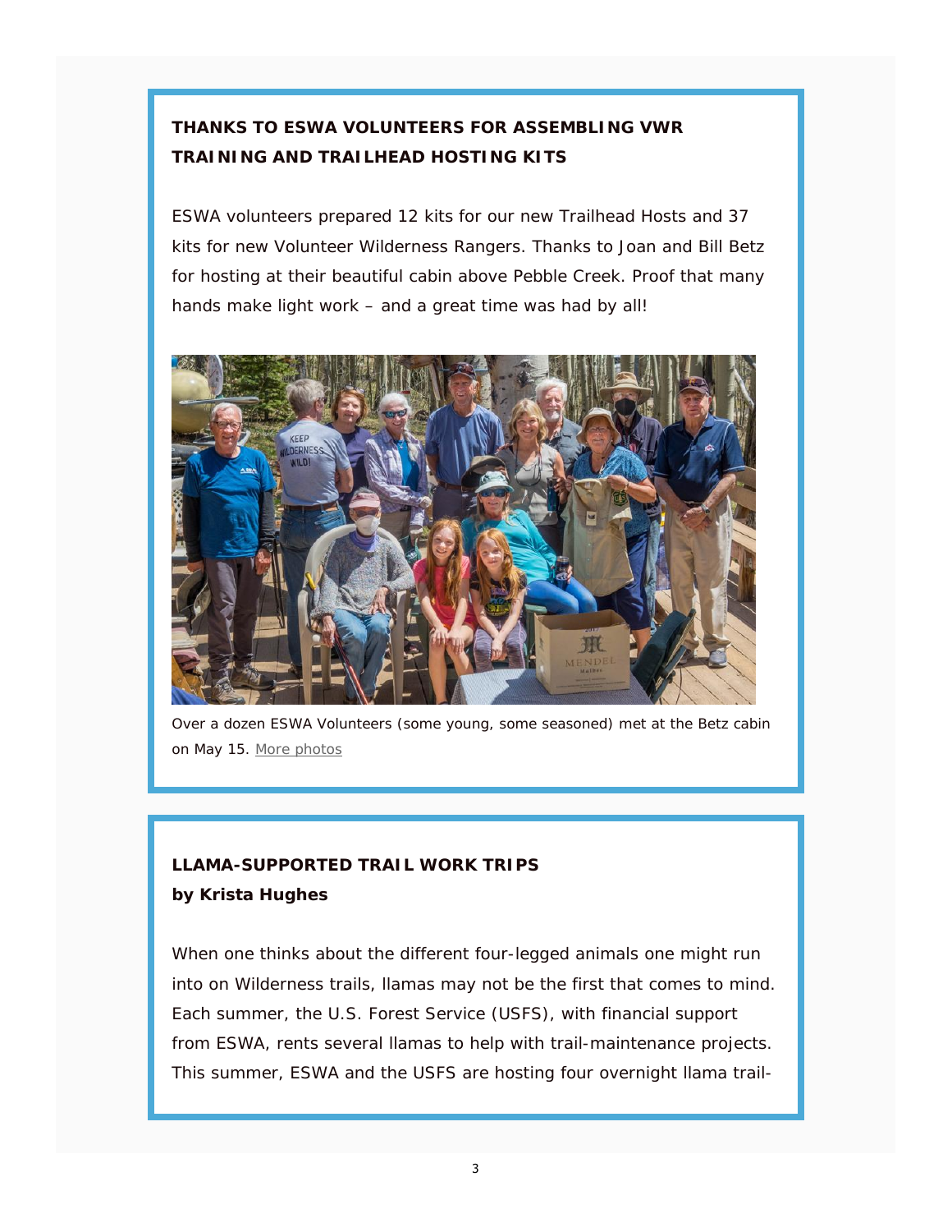## THANKS TO ESWA VOLUNTEERS FOR ASSEMBLING VWR TRAINING AND TRAILHEAD HOSTING KITS

ESWA volunteers prepared 12 kits for our new Trailhead Hosts and 37 kits for new Volunteer Wilderness Rangers. Thanks to Joan and Bill Betz for hosting at their beautiful cabin above Pebble Creek. Proof that many hands make light work – and a great time was had by all!

Over a dozen ESWA Volunteers (some young, some seasoned) met at the Betz cabin on May 15. More photos

## LLAMA-SUPPORTED TRAIL WORK TRIPS

**by Krista Hughes**

When one thinks about the different four-legged animals one might run into on Wilderness trails, llamas may not be the first that comes to mind. Each summer, the U.S. Forest Service (USFS), with financial support from ESWA, rents several llamas to help with trail-maintenance projects. This summer, ESWA and the USFS are hosting four overnight llama trail-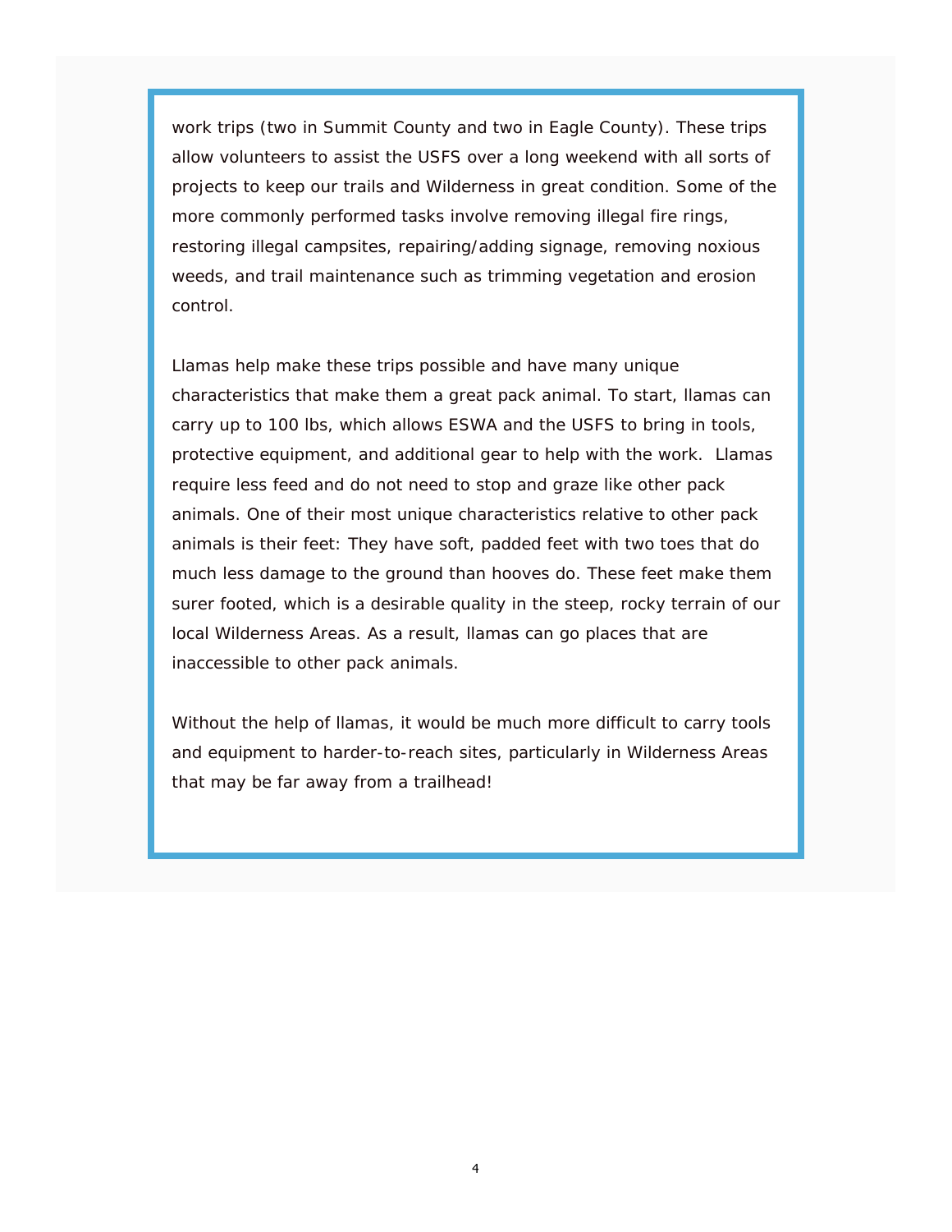work trips (two in Summit County and two in Eagle County). These trips allow volunteers to assist the USFS over a long weekend with all sorts of projects to keep our trails and Wilderness in great condition. Some of the more commonly performed tasks involve removing illegal fire rings, restoring illegal campsites, repairing/adding signage, removing noxious weeds, and trail maintenance such as trimming vegetation and erosion control.

Llamas help make these trips possible and have many unique characteristics that make them a great pack animal. To start, llamas can carry up to 100 lbs, which allows ESWA and the USFS to bring in tools, protective equipment, and additional gear to help with the work. Llamas require less feed and do not need to stop and graze like other pack animals. One of their most unique characteristics relative to other pack animals is their feet: They have soft, padded feet with two toes that do much less damage to the ground than hooves do. These feet make them surer footed, which is a desirable quality in the steep, rocky terrain of our local Wilderness Areas. As a result, llamas can go places that are inaccessible to other pack animals.

Without the help of llamas, it would be much more difficult to carry tools and equipment to harder-to-reach sites, particularly in Wilderness Areas that may be far away from a trailhead!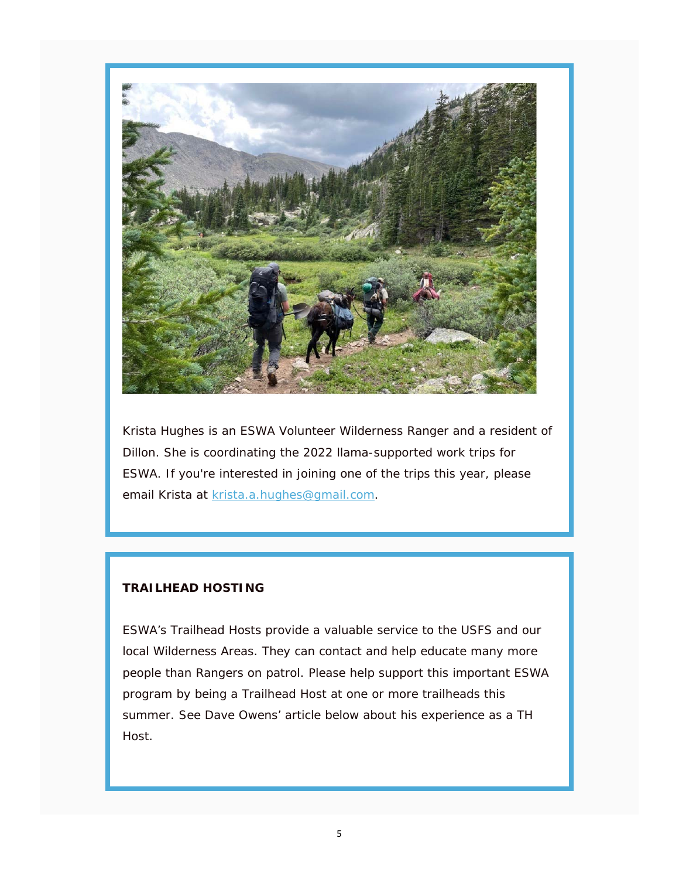Krista Hughes is an ESWA Volunteer Wilderness Ranger and a resident of Dillon. She is coordinating the 2022 llama-supported work trips for ESWA. If you're interested in joining one of the trips this year, please email Krista at krista.a.hughes@gmail.com.

**TRAILHEAD HOSTING**

ESWA's Trailhead Hosts provide a valuable service to the USFS and our local Wilderness Areas. They can contact and help educate many more people than Rangers on patrol. Please help support this important ESWA program by being a Trailhead Host at one or more trailheads this summer. See Dave Owens' article below about his experience as a TH Host.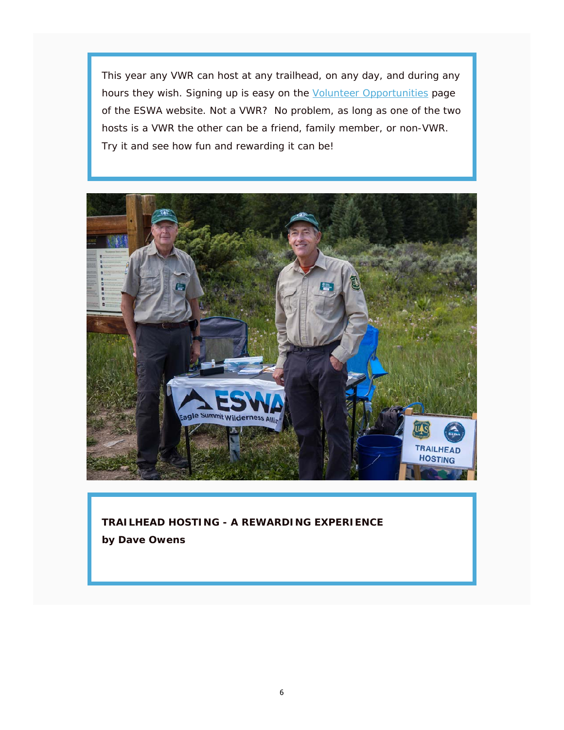This year any VWR can host at any trailhead, on any day, and during any hours they wish. Signing up is easy on the [Volunteer Opportunities] page of the ESWA website. Not a VWR?  No problem, as long as one of the two hosts is a VWR the other can be a friend, family member, or non-VWR. Try it and see how fun and rewarding it can be!

## TRAILHEAD HOSTING - A REWARDING EXPERIENCE

**by Dave Owens**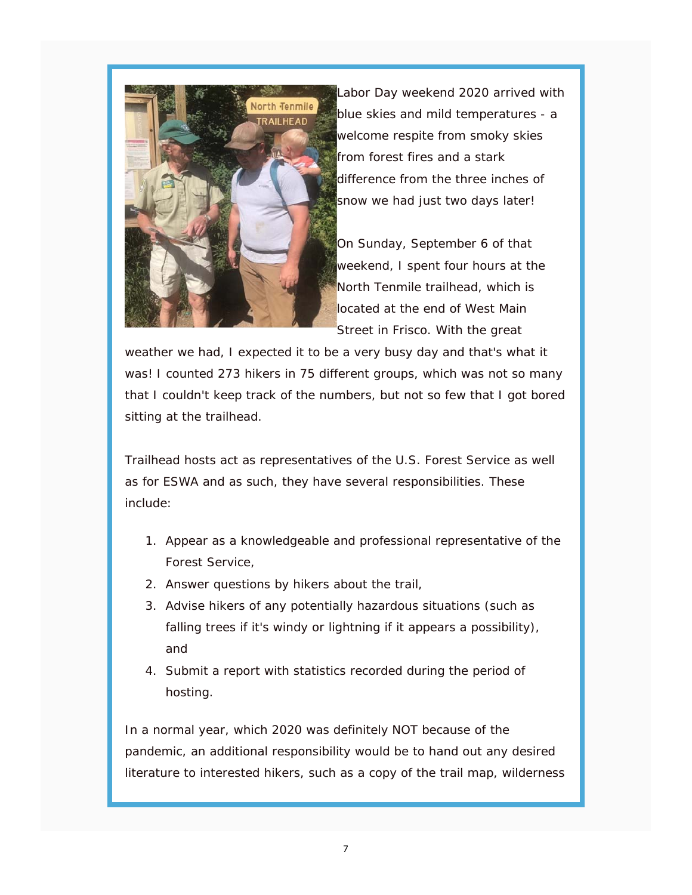Labor Day weekend 2020 arrived with blue skies and mild temperatures - a welcome respite from smoky skies from forest fires and a stark difference from the three inches of snow we had just two days later!

On Sunday, September 6 of that weekend, I spent four hours at the North Tenmile trailhead, which is located at the end of West Main Street in Frisco. With the great weather we had, I expected it to be a very busy day and that's what it was! I counted 273 hikers in 75 different groups, which was not so many that I couldn't keep track of the numbers, but not so few that I got bored sitting at the trailhead.

Trailhead hosts act as representatives of the U.S. Forest Service as well as for ESWA and as such, they have several responsibilities. These include:

1. Appear as a knowledgeable and professional representative of the Forest Service,
2. Answer questions by hikers about the trail,
3. Advise hikers of any potentially hazardous situations (such as falling trees if it's windy or lightning if it appears a possibility), and
4. Submit a report with statistics recorded during the period of hosting.

In a normal year, which 2020 was definitely NOT because of the pandemic, an additional responsibility would be to hand out any desired literature to interested hikers, such as a copy of the trail map, wilderness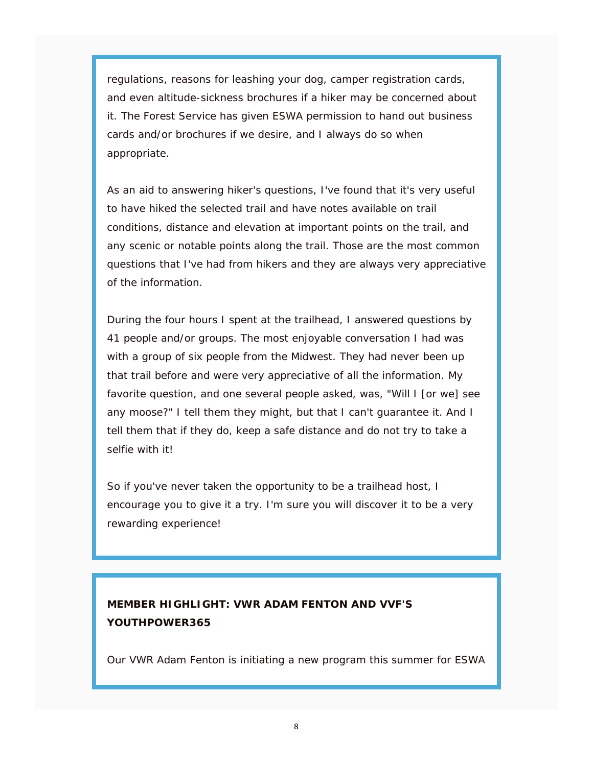regulations, reasons for leashing your dog, camper registration cards, and even altitude-sickness brochures if a hiker may be concerned about it. The Forest Service has given ESWA permission to hand out business cards and/or brochures if we desire, and I always do so when appropriate.

As an aid to answering hiker's questions, I've found that it's very useful to have hiked the selected trail and have notes available on trail conditions, distance and elevation at important points on the trail, and any scenic or notable points along the trail. Those are the most common questions that I've had from hikers and they are always very appreciative of the information.

During the four hours I spent at the trailhead, I answered questions by 41 people and/or groups. The most enjoyable conversation I had was with a group of six people from the Midwest. They had never been up that trail before and were very appreciative of all the information. My favorite question, and one several people asked, was, "Will I [or we] see any moose?" I tell them they might, but that I can't guarantee it. And I tell them that if they do, keep a safe distance and do not try to take a selfie with it!

So if you've never taken the opportunity to be a trailhead host, I encourage you to give it a try. I'm sure you will discover it to be a very rewarding experience!

**MEMBER HIGHLIGHT: VWR ADAM FENTON AND VVF'S YOUTHPOWER365**

Our VWR Adam Fenton is initiating a new program this summer for ESWA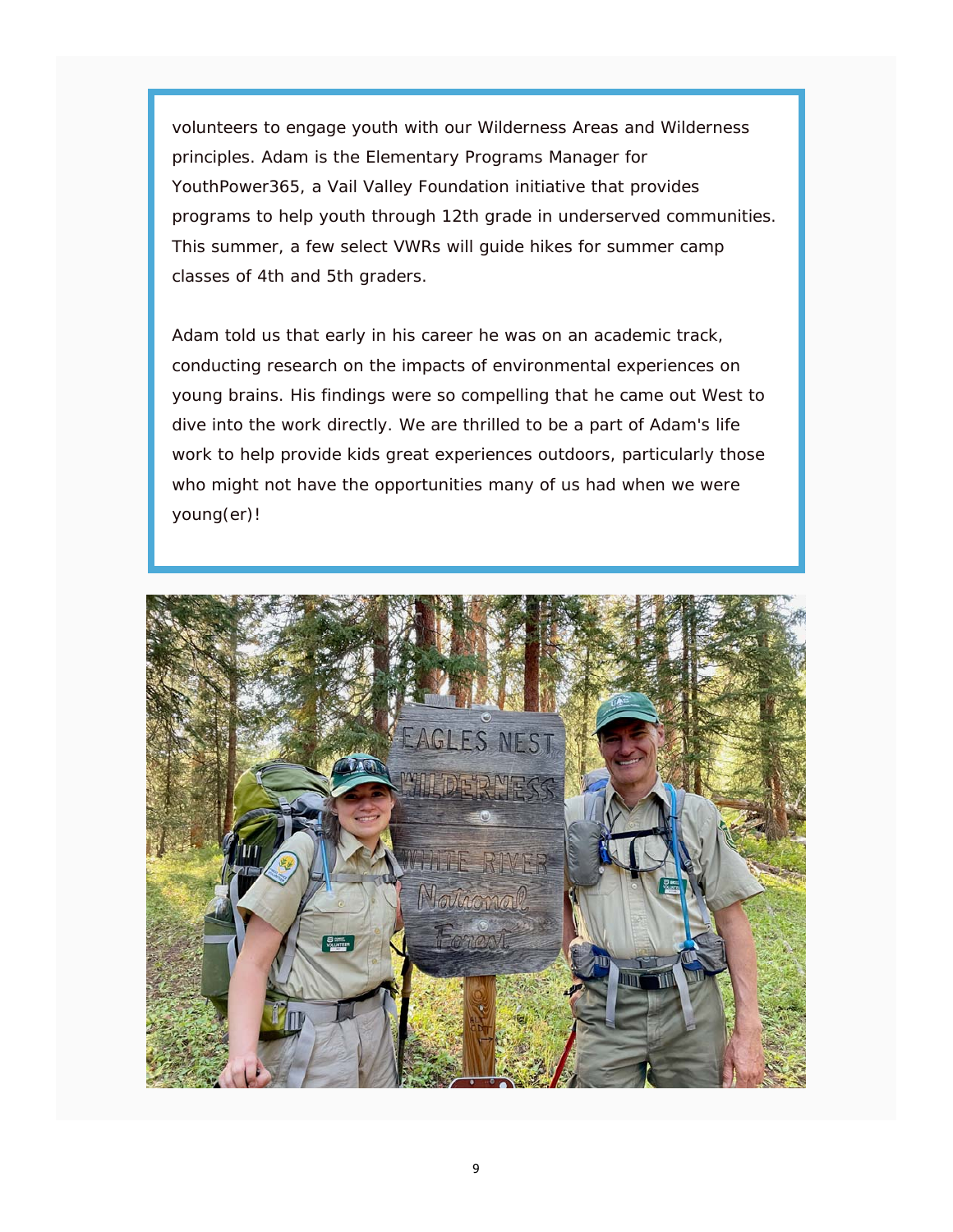volunteers to engage youth with our Wilderness Areas and Wilderness principles. Adam is the Elementary Programs Manager for YouthPower365, a Vail Valley Foundation initiative that provides programs to help youth through 12th grade in underserved communities. This summer, a few select VWRs will guide hikes for summer camp classes of 4th and 5th graders.

Adam told us that early in his career he was on an academic track, conducting research on the impacts of environmental experiences on young brains. His findings were so compelling that he came out West to dive into the work directly. We are thrilled to be a part of Adam's life work to help provide kids great experiences outdoors, particularly those who might not have the opportunities many of us had when we were young(er)!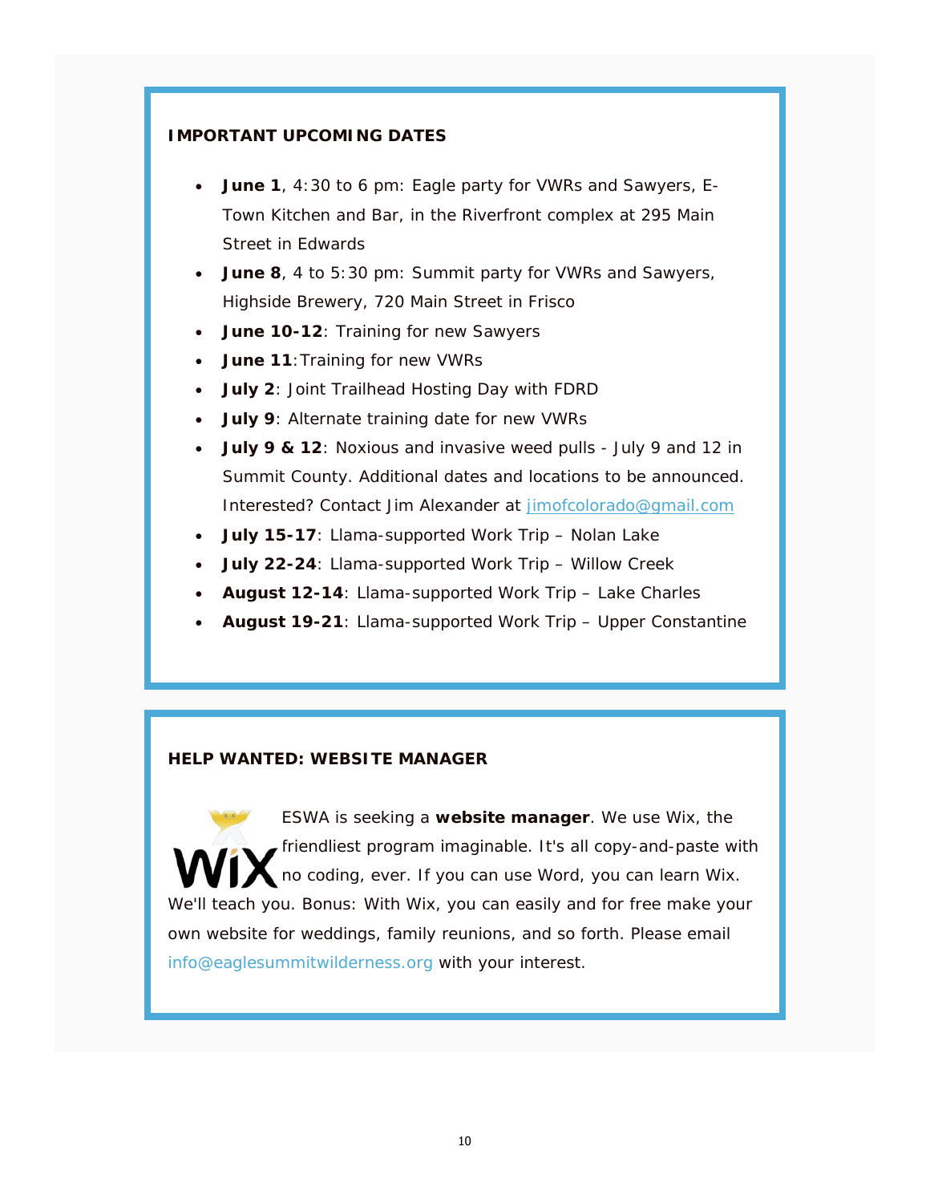## IMPORTANT UPCOMING DATES

- **June 1**, 4:30 to 6 pm: Eagle party for VWRs and Sawyers, E-Town Kitchen and Bar, in the Riverfront complex at 295 Main Street in Edwards
- **June 8**, 4 to 5:30 pm: Summit party for VWRs and Sawyers, Highside Brewery, 720 Main Street in Frisco
- **June 10-12**: Training for new Sawyers
- **June 11**:Training for new VWRs
- **July 2**: Joint Trailhead Hosting Day with FDRD
- **July 9**: Alternate training date for new VWRs
- **July 9 & 12**: Noxious and invasive weed pulls - July 9 and 12 in Summit County. Additional dates and locations to be announced. Interested? Contact Jim Alexander at jimofcolorado@gmail.com
- **July 15-17**: Llama-supported Work Trip – Nolan Lake
- **July 22-24**: Llama-supported Work Trip – Willow Creek
- **August 12-14**: Llama-supported Work Trip – Lake Charles
- **August 19-21**: Llama-supported Work Trip – Upper Constantine

## HELP WANTED: WEBSITE MANAGER

ESWA is seeking a **website manager**. We use Wix, the friendliest program imaginable. It's all copy-and-paste with no coding, ever. If you can use Word, you can learn Wix. We'll teach you. Bonus: With Wix, you can easily and for free make your own website for weddings, family reunions, and so forth. Please email info@eaglesummitwilderness.org with your interest.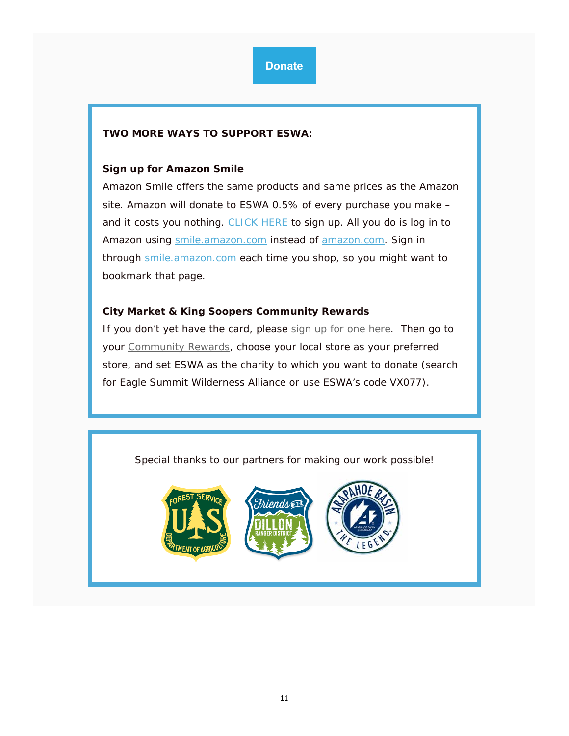Donate

**TWO MORE WAYS TO SUPPORT ESWA:**

**Sign up for Amazon Smile**

Amazon Smile offers the same products and same prices as the Amazon site. Amazon will donate to ESWA 0.5% of every purchase you make – and it costs you nothing. CLICK HERE to sign up. All you do is log in to Amazon using smile.amazon.com instead of amazon.com. Sign in through smile.amazon.com each time you shop, so you might want to bookmark that page.

**City Market & King Soopers Community Rewards**

If you don't yet have the card, please sign up for one here. Then go to your Community Rewards, choose your local store as your preferred store, and set ESWA as the charity to which you want to donate (search for Eagle Summit Wilderness Alliance or use ESWA's code VX077).

Special thanks to our partners for making our work possible!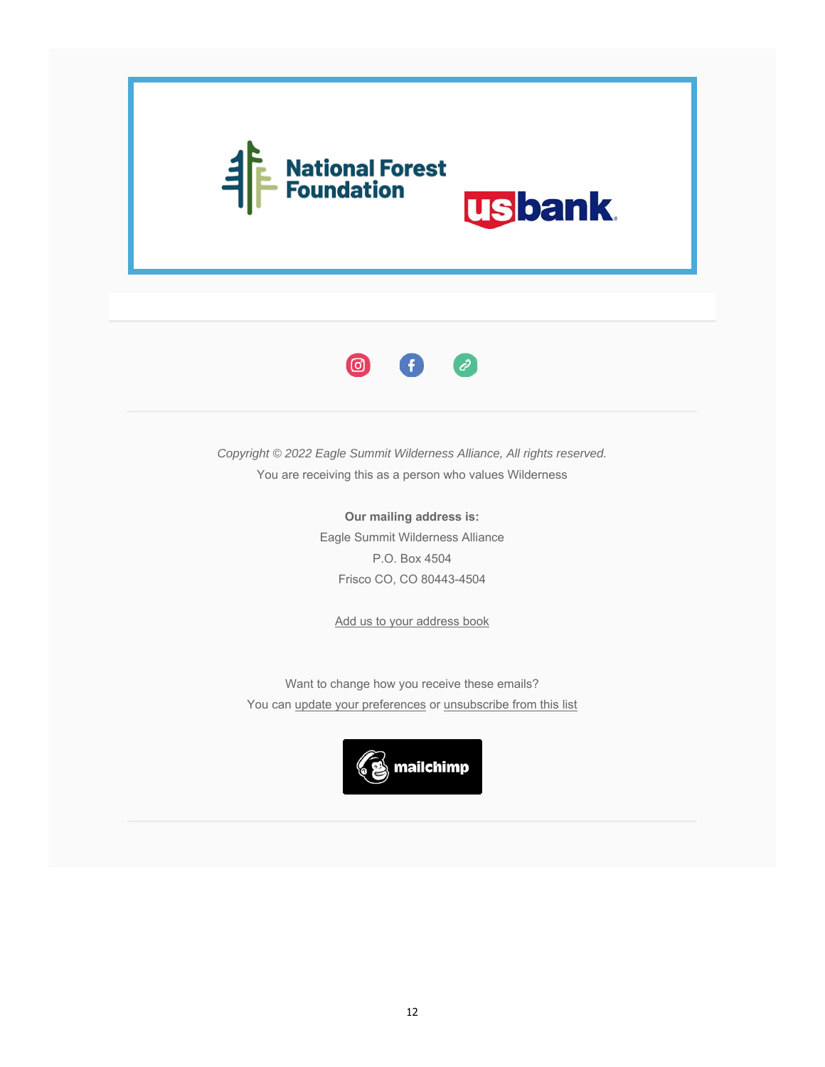National Forest Foundation

usbank

*Copyright © 2022 Eagle Summit Wilderness Alliance, All rights reserved.*
You are receiving this as a person who values Wilderness

**Our mailing address is:**
Eagle Summit Wilderness Alliance
P.O. Box 4504
Frisco CO, CO 80443-4504

Add us to your address book

Want to change how you receive these emails?
You can update your preferences or unsubscribe from this list

mailchimp